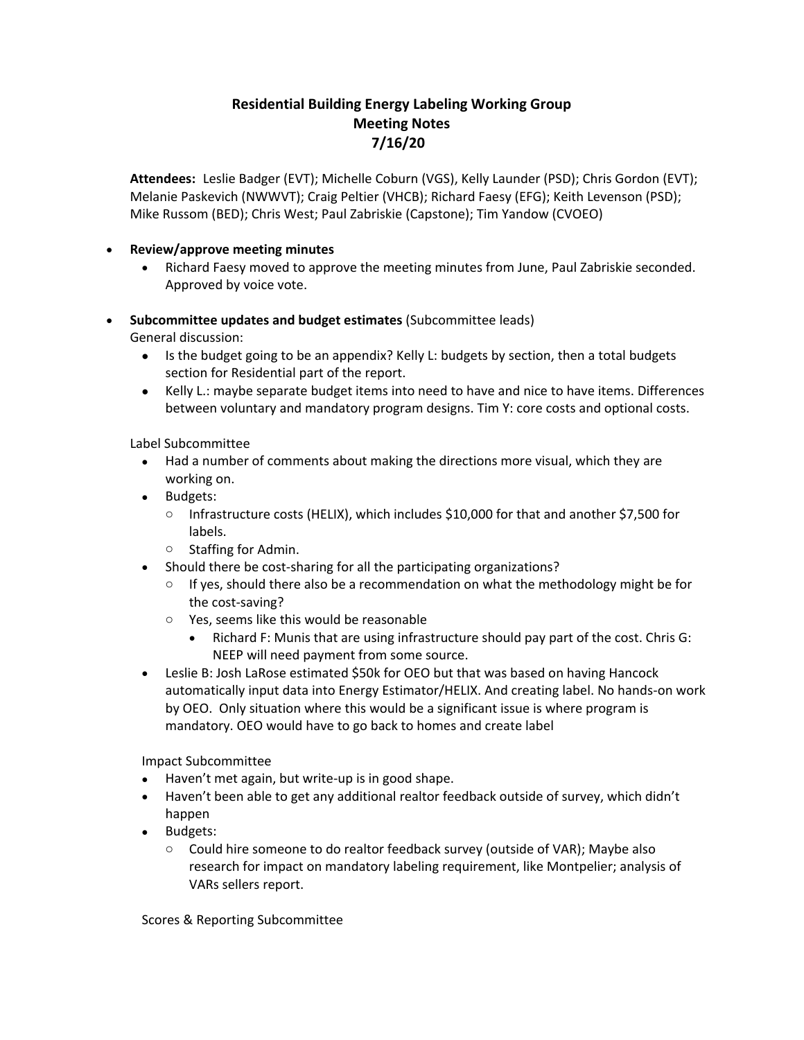# Residential Building Energy Labeling Working Group
## Meeting Notes
## 7/16/20

**Attendees:** Leslie Badger (EVT); Michelle Coburn (VGS), Kelly Launder (PSD); Chris Gordon (EVT); Melanie Paskevich (NWWVT); Craig Peltier (VHCB); Richard Faesy (EFG); Keith Levenson (PSD); Mike Russom (BED); Chris West; Paul Zabriskie (Capstone); Tim Yandow (CVOEO)

- **Review/approve meeting minutes**
  - Richard Faesy moved to approve the meeting minutes from June, Paul Zabriskie seconded. Approved by voice vote.

- **Subcommittee updates and budget estimates** (Subcommittee leads)

  General discussion:
  - Is the budget going to be an appendix? Kelly L: budgets by section, then a total budgets section for Residential part of the report.
  - Kelly L.: maybe separate budget items into need to have and nice to have items. Differences between voluntary and mandatory program designs. Tim Y: core costs and optional costs.

  Label Subcommittee
  - Had a number of comments about making the directions more visual, which they are working on.
  - Budgets:
    - Infrastructure costs (HELIX), which includes $10,000 for that and another $7,500 for labels.
    - Staffing for Admin.
  - Should there be cost-sharing for all the participating organizations?
    - If yes, should there also be a recommendation on what the methodology might be for the cost-saving?
    - Yes, seems like this would be reasonable
      - Richard F: Munis that are using infrastructure should pay part of the cost. Chris G: NEEP will need payment from some source.
  - Leslie B: Josh LaRose estimated $50k for OEO but that was based on having Hancock automatically input data into Energy Estimator/HELIX. And creating label. No hands-on work by OEO. Only situation where this would be a significant issue is where program is mandatory. OEO would have to go back to homes and create label

  Impact Subcommittee
  - Haven't met again, but write-up is in good shape.
  - Haven't been able to get any additional realtor feedback outside of survey, which didn't happen
  - Budgets:
    - Could hire someone to do realtor feedback survey (outside of VAR); Maybe also research for impact on mandatory labeling requirement, like Montpelier; analysis of VARs sellers report.

  Scores & Reporting Subcommittee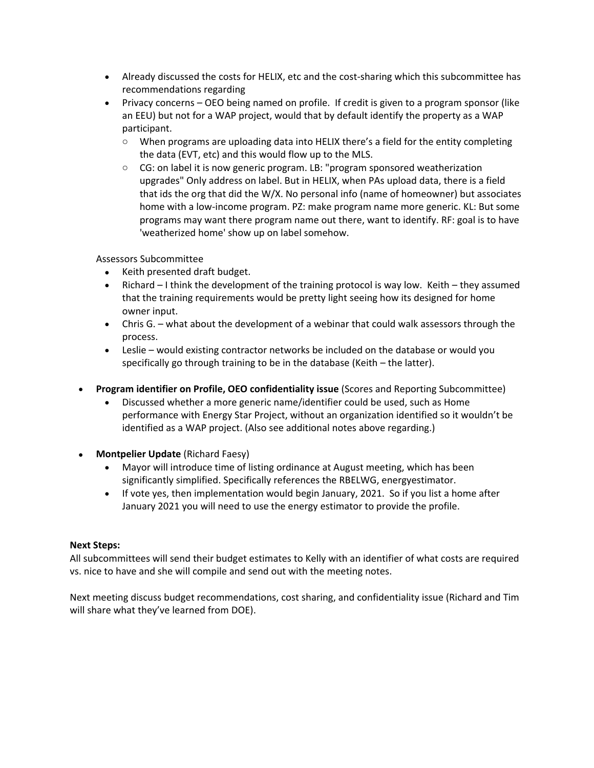- Already discussed the costs for HELIX, etc and the cost-sharing which this subcommittee has recommendations regarding
- Privacy concerns – OEO being named on profile. If credit is given to a program sponsor (like an EEU) but not for a WAP project, would that by default identify the property as a WAP participant.
  - When programs are uploading data into HELIX there's a field for the entity completing the data (EVT, etc) and this would flow up to the MLS.
  - CG: on label it is now generic program. LB: "program sponsored weatherization upgrades" Only address on label. But in HELIX, when PAs upload data, there is a field that ids the org that did the W/X. No personal info (name of homeowner) but associates home with a low-income program. PZ: make program name more generic. KL: But some programs may want there program name out there, want to identify. RF: goal is to have 'weatherized home' show up on label somehow.

Assessors Subcommittee

- Keith presented draft budget.
- Richard – I think the development of the training protocol is way low. Keith – they assumed that the training requirements would be pretty light seeing how its designed for home owner input.
- Chris G. – what about the development of a webinar that could walk assessors through the process.
- Leslie – would existing contractor networks be included on the database or would you specifically go through training to be in the database (Keith – the latter).

- **Program identifier on Profile, OEO confidentiality issue** (Scores and Reporting Subcommittee)
  - Discussed whether a more generic name/identifier could be used, such as Home performance with Energy Star Project, without an organization identified so it wouldn't be identified as a WAP project. (Also see additional notes above regarding.)

- **Montpelier Update** (Richard Faesy)
  - Mayor will introduce time of listing ordinance at August meeting, which has been significantly simplified. Specifically references the RBELWG, energyestimator.
  - If vote yes, then implementation would begin January, 2021. So if you list a home after January 2021 you will need to use the energy estimator to provide the profile.

**Next Steps:**

All subcommittees will send their budget estimates to Kelly with an identifier of what costs are required vs. nice to have and she will compile and send out with the meeting notes.

Next meeting discuss budget recommendations, cost sharing, and confidentiality issue (Richard and Tim will share what they've learned from DOE).